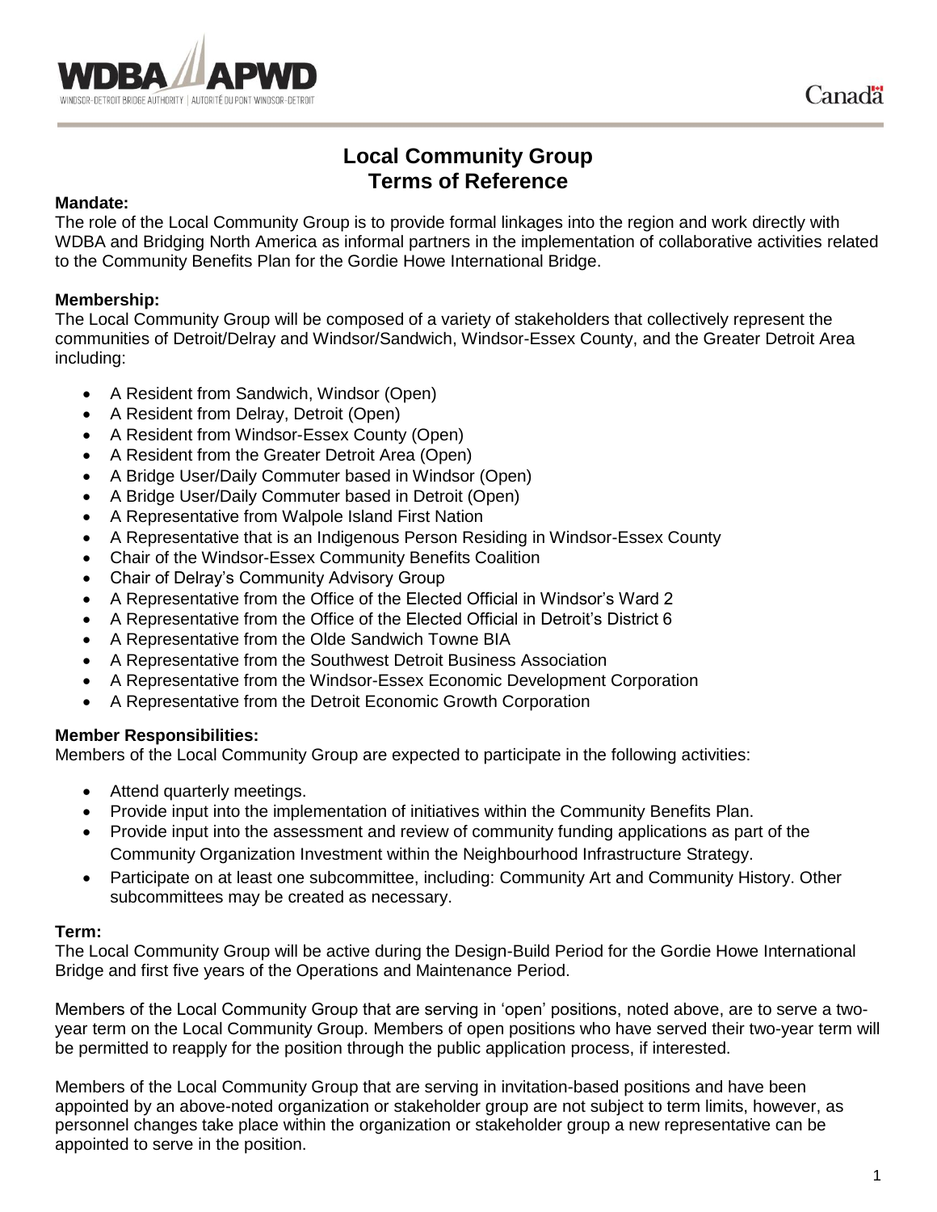# Local Community Group Terms of Reference

**Mandate:**
The role of the Local Community Group is to provide formal linkages into the region and work directly with WDBA and Bridging North America as informal partners in the implementation of collaborative activities related to the Community Benefits Plan for the Gordie Howe International Bridge.

**Membership:**
The Local Community Group will be composed of a variety of stakeholders that collectively represent the communities of Detroit/Delray and Windsor/Sandwich, Windsor-Essex County, and the Greater Detroit Area including:

- A Resident from Sandwich, Windsor (Open)
- A Resident from Delray, Detroit (Open)
- A Resident from Windsor-Essex County (Open)
- A Resident from the Greater Detroit Area (Open)
- A Bridge User/Daily Commuter based in Windsor (Open)
- A Bridge User/Daily Commuter based in Detroit (Open)
- A Representative from Walpole Island First Nation
- A Representative that is an Indigenous Person Residing in Windsor-Essex County
- Chair of the Windsor-Essex Community Benefits Coalition
- Chair of Delray's Community Advisory Group
- A Representative from the Office of the Elected Official in Windsor's Ward 2
- A Representative from the Office of the Elected Official in Detroit's District 6
- A Representative from the Olde Sandwich Towne BIA
- A Representative from the Southwest Detroit Business Association
- A Representative from the Windsor-Essex Economic Development Corporation
- A Representative from the Detroit Economic Growth Corporation

**Member Responsibilities:**
Members of the Local Community Group are expected to participate in the following activities:

- Attend quarterly meetings.
- Provide input into the implementation of initiatives within the Community Benefits Plan.
- Provide input into the assessment and review of community funding applications as part of the Community Organization Investment within the Neighbourhood Infrastructure Strategy.
- Participate on at least one subcommittee, including: Community Art and Community History. Other subcommittees may be created as necessary.

**Term:**
The Local Community Group will be active during the Design-Build Period for the Gordie Howe International Bridge and first five years of the Operations and Maintenance Period.

Members of the Local Community Group that are serving in 'open' positions, noted above, are to serve a two-year term on the Local Community Group. Members of open positions who have served their two-year term will be permitted to reapply for the position through the public application process, if interested.

Members of the Local Community Group that are serving in invitation-based positions and have been appointed by an above-noted organization or stakeholder group are not subject to term limits, however, as personnel changes take place within the organization or stakeholder group a new representative can be appointed to serve in the position.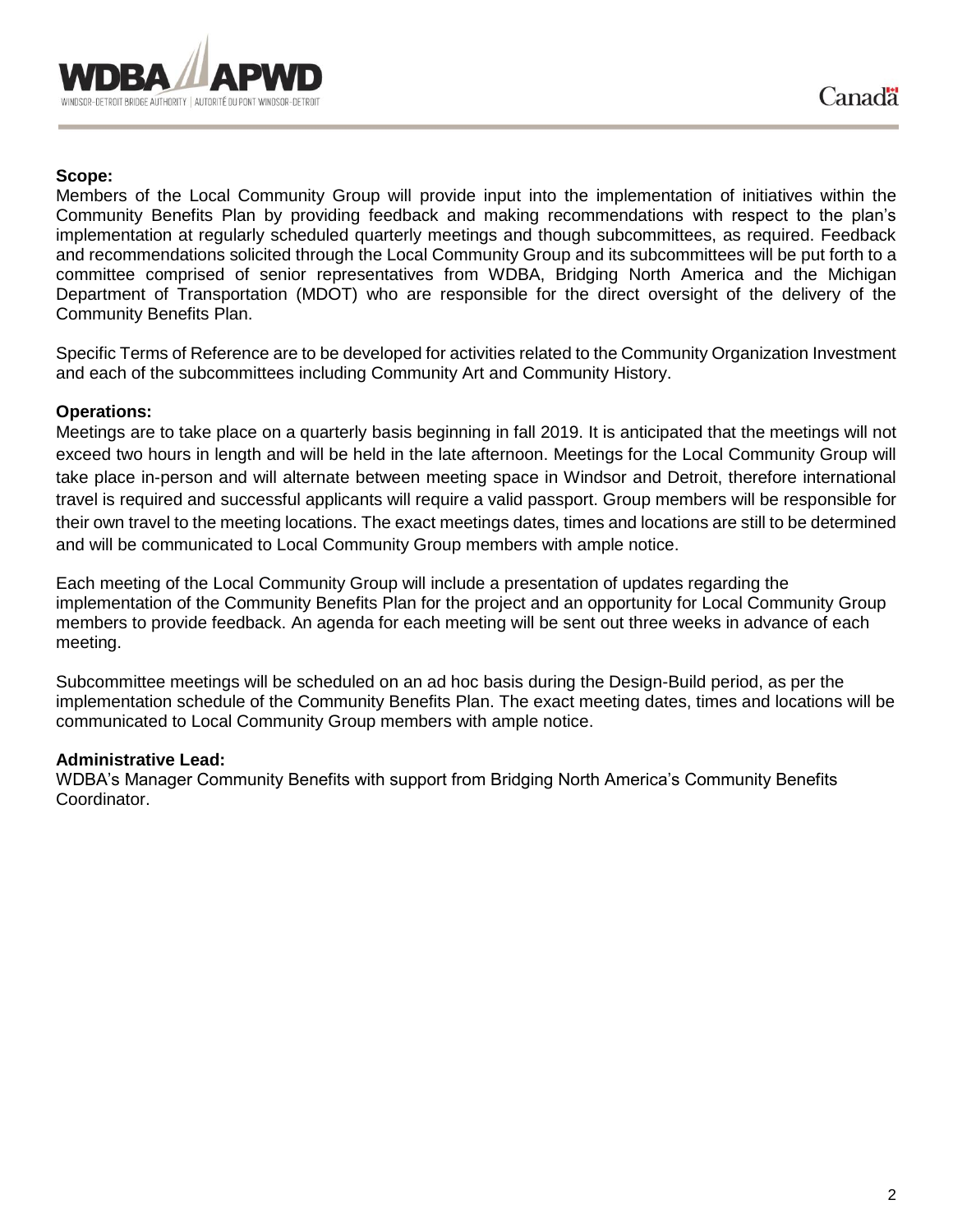**Scope:**
Members of the Local Community Group will provide input into the implementation of initiatives within the Community Benefits Plan by providing feedback and making recommendations with respect to the plan's implementation at regularly scheduled quarterly meetings and though subcommittees, as required. Feedback and recommendations solicited through the Local Community Group and its subcommittees will be put forth to a committee comprised of senior representatives from WDBA, Bridging North America and the Michigan Department of Transportation (MDOT) who are responsible for the direct oversight of the delivery of the Community Benefits Plan.

Specific Terms of Reference are to be developed for activities related to the Community Organization Investment and each of the subcommittees including Community Art and Community History.

**Operations:**
Meetings are to take place on a quarterly basis beginning in fall 2019. It is anticipated that the meetings will not exceed two hours in length and will be held in the late afternoon. Meetings for the Local Community Group will take place in-person and will alternate between meeting space in Windsor and Detroit, therefore international travel is required and successful applicants will require a valid passport. Group members will be responsible for their own travel to the meeting locations. The exact meetings dates, times and locations are still to be determined and will be communicated to Local Community Group members with ample notice.

Each meeting of the Local Community Group will include a presentation of updates regarding the implementation of the Community Benefits Plan for the project and an opportunity for Local Community Group members to provide feedback. An agenda for each meeting will be sent out three weeks in advance of each meeting.

Subcommittee meetings will be scheduled on an ad hoc basis during the Design-Build period, as per the implementation schedule of the Community Benefits Plan. The exact meeting dates, times and locations will be communicated to Local Community Group members with ample notice.

**Administrative Lead:**
WDBA's Manager Community Benefits with support from Bridging North America's Community Benefits Coordinator.